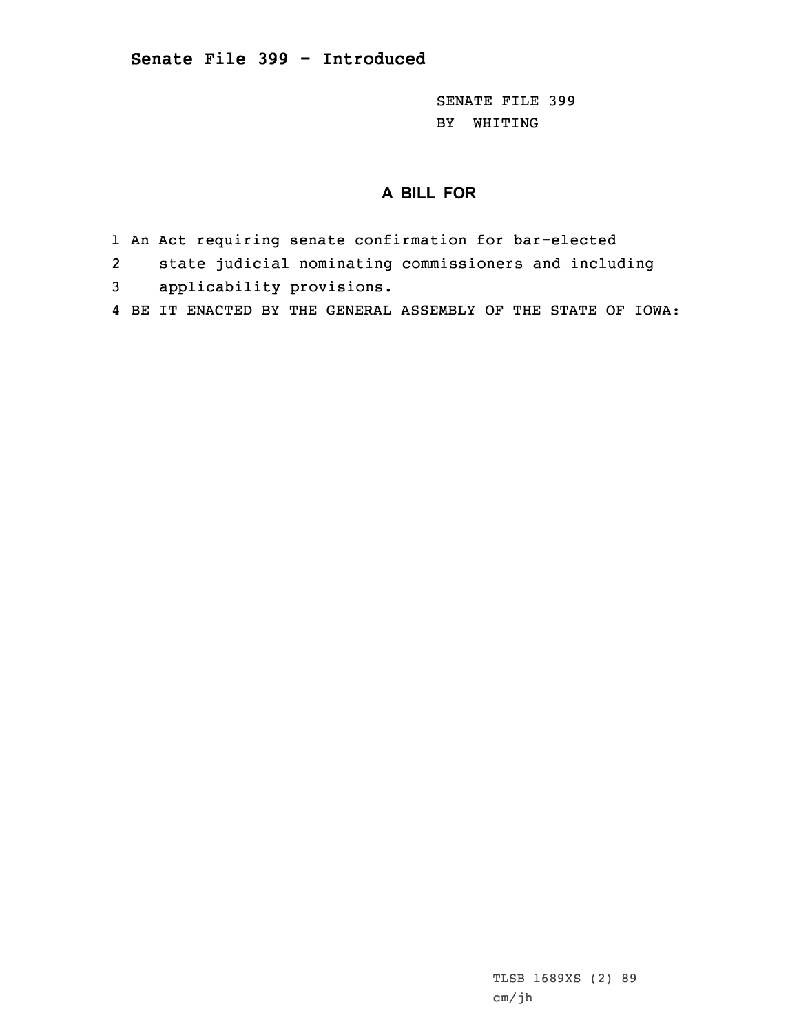**Senate File 399 - Introduced**

SENATE FILE 399
BY WHITING

## A BILL FOR

1 An Act requiring senate confirmation for bar-elected
2 state judicial nominating commissioners and including
3 applicability provisions.
4 BE IT ENACTED BY THE GENERAL ASSEMBLY OF THE STATE OF IOWA:

TLSB 1689XS (2) 89
cm/jh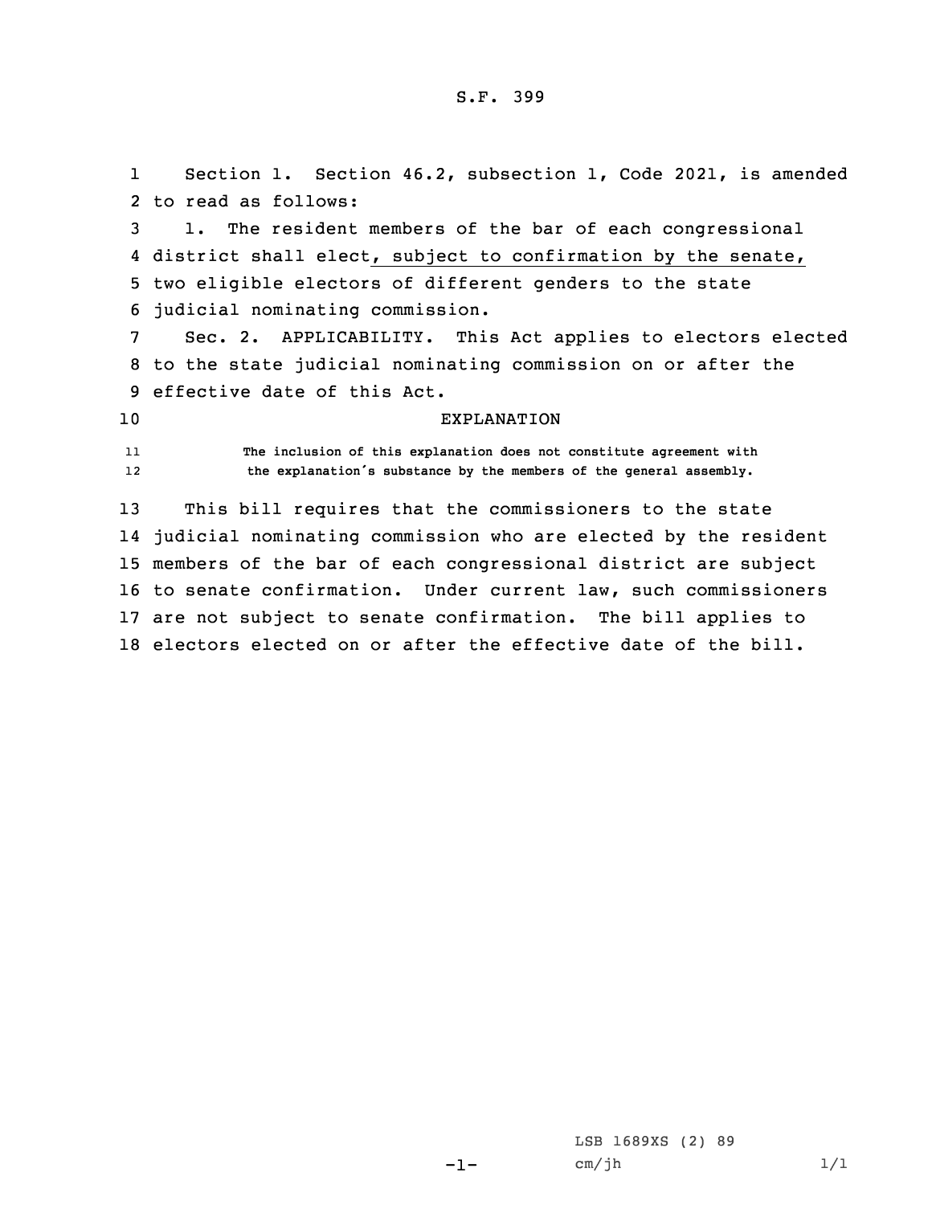Section 1. Section 46.2, subsection 1, Code 2021, is amended to read as follows:

1. The resident members of the bar of each congressional district shall elect, subject to confirmation by the senate, two eligible electors of different genders to the state judicial nominating commission.

Sec. 2. APPLICABILITY. This Act applies to electors elected to the state judicial nominating commission on or after the effective date of this Act.

EXPLANATION

The inclusion of this explanation does not constitute agreement with the explanation's substance by the members of the general assembly.

This bill requires that the commissioners to the state judicial nominating commission who are elected by the resident members of the bar of each congressional district are subject to senate confirmation. Under current law, such commissioners are not subject to senate confirmation. The bill applies to electors elected on or after the effective date of the bill.

LSB 1689XS (2) 89
cm/jh